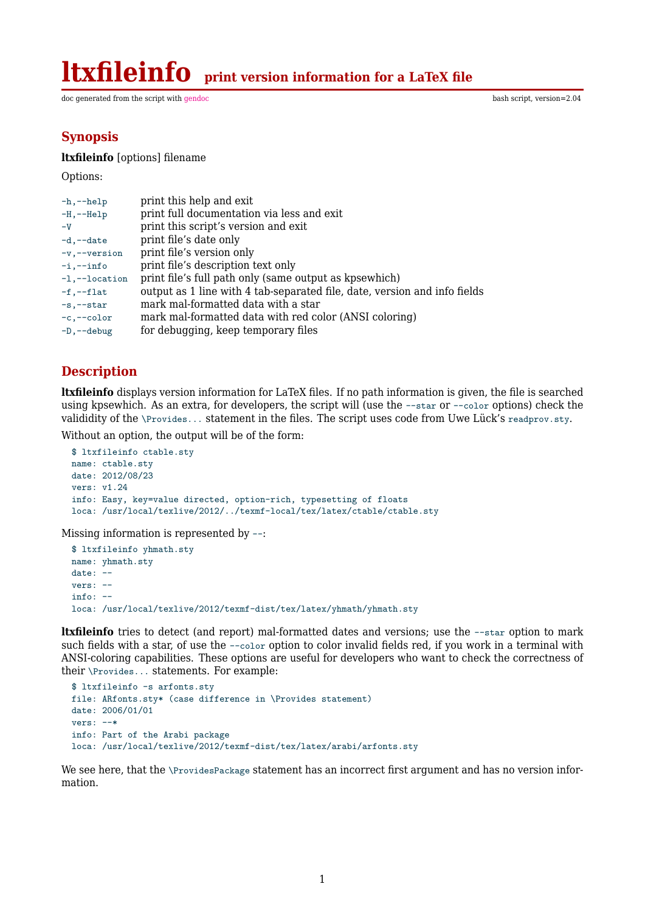# ltxfileinfo print version information for a LaTeX file

doc generated from the script with gendoc  bash script, version=2.04

## Synopsis

**ltxfileinfo** [options] filename

Options:

| | |
|---|---|
| `-h,--help` | print this help and exit |
| `-H,--Help` | print full documentation via less and exit |
| `-V` | print this script's version and exit |
| `-d,--date` | print file's date only |
| `-v,--version` | print file's version only |
| `-i,--info` | print file's description text only |
| `-l,--location` | print file's full path only (same output as kpsewhich) |
| `-f,--flat` | output as 1 line with 4 tab-separated file, date, version and info fields |
| `-s,--star` | mark mal-formatted data with a star |
| `-c,--color` | mark mal-formatted data with red color (ANSI coloring) |
| `-D,--debug` | for debugging, keep temporary files |

## Description

**ltxfileinfo** displays version information for LaTeX files. If no path information is given, the file is searched using kpsewhich. As an extra, for developers, the script will (use the `--star` or `--color` options) check the valididity of the `\Provides...` statement in the files. The script uses code from Uwe Lück's `readprov.sty`.

Without an option, the output will be of the form:

```
$ ltxfileinfo ctable.sty
name: ctable.sty
date: 2012/08/23
vers: v1.24
info: Easy, key=value directed, option-rich, typesetting of floats
loca: /usr/local/texlive/2012/../texmf-local/tex/latex/ctable/ctable.sty
```

Missing information is represented by `--`:

```
$ ltxfileinfo yhmath.sty
name: yhmath.sty
date: --
vers: --
info: --
loca: /usr/local/texlive/2012/texmf-dist/tex/latex/yhmath/yhmath.sty
```

**ltxfileinfo** tries to detect (and report) mal-formatted dates and versions; use the `--star` option to mark such fields with a star, of use the `--color` option to color invalid fields red, if you work in a terminal with ANSI-coloring capabilities. These options are useful for developers who want to check the correctness of their `\Provides...` statements. For example:

```
$ ltxfileinfo -s arfonts.sty
file: ARfonts.sty* (case difference in \Provides statement)
date: 2006/01/01
vers: --*
info: Part of the Arabi package
loca: /usr/local/texlive/2012/texmf-dist/tex/latex/arabi/arfonts.sty
```

We see here, that the `\ProvidesPackage` statement has an incorrect first argument and has no version information.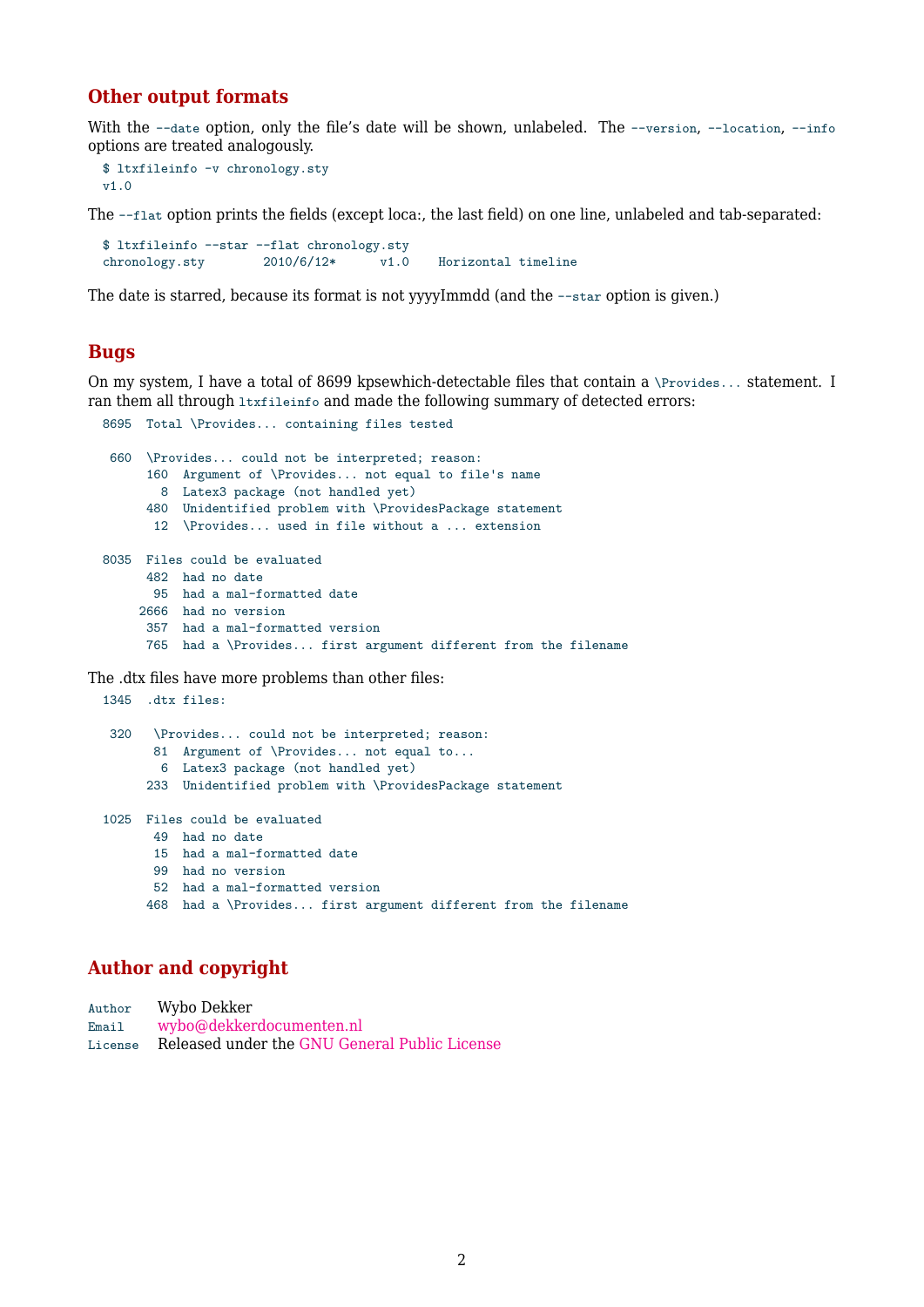## Other output formats

With the `--date` option, only the file's date will be shown, unlabeled. The `--version`, `--location`, `--info` options are treated analogously.

```
$ ltxfileinfo -v chronology.sty
v1.0
```

The `--flat` option prints the fields (except loca:, the last field) on one line, unlabeled and tab-separated:

```
$ ltxfileinfo --star --flat chronology.sty
chronology.sty        2010/6/12*      v1.0    Horizontal timeline
```

The date is starred, because its format is not yyyyImmdd (and the `--star` option is given.)

## Bugs

On my system, I have a total of 8699 kpsewhich-detectable files that contain a `\Provides...` statement. I ran them all through `ltxfileinfo` and made the following summary of detected errors:

```
8695  Total \Provides... containing files tested

 660  \Provides... could not be interpreted; reason:
      160  Argument of \Provides... not equal to file's name
        8  Latex3 package (not handled yet)
      480  Unidentified problem with \ProvidesPackage statement
       12  \Provides... used in file without a ... extension

8035  Files could be evaluated
      482  had no date
       95  had a mal-formatted date
     2666  had no version
      357  had a mal-formatted version
      765  had a \Provides... first argument different from the filename
```

The .dtx files have more problems than other files:

```
1345  .dtx files:

 320   \Provides... could not be interpreted; reason:
       81  Argument of \Provides... not equal to...
        6  Latex3 package (not handled yet)
      233  Unidentified problem with \ProvidesPackage statement

1025  Files could be evaluated
       49  had no date
       15  had a mal-formatted date
       99  had no version
       52  had a mal-formatted version
      468  had a \Provides... first argument different from the filename
```

## Author and copyright

| | |
|---|---|
| `Author` | Wybo Dekker |
| `Email` | wybo@dekkerdocumenten.nl |
| `License` | Released under the GNU General Public License |